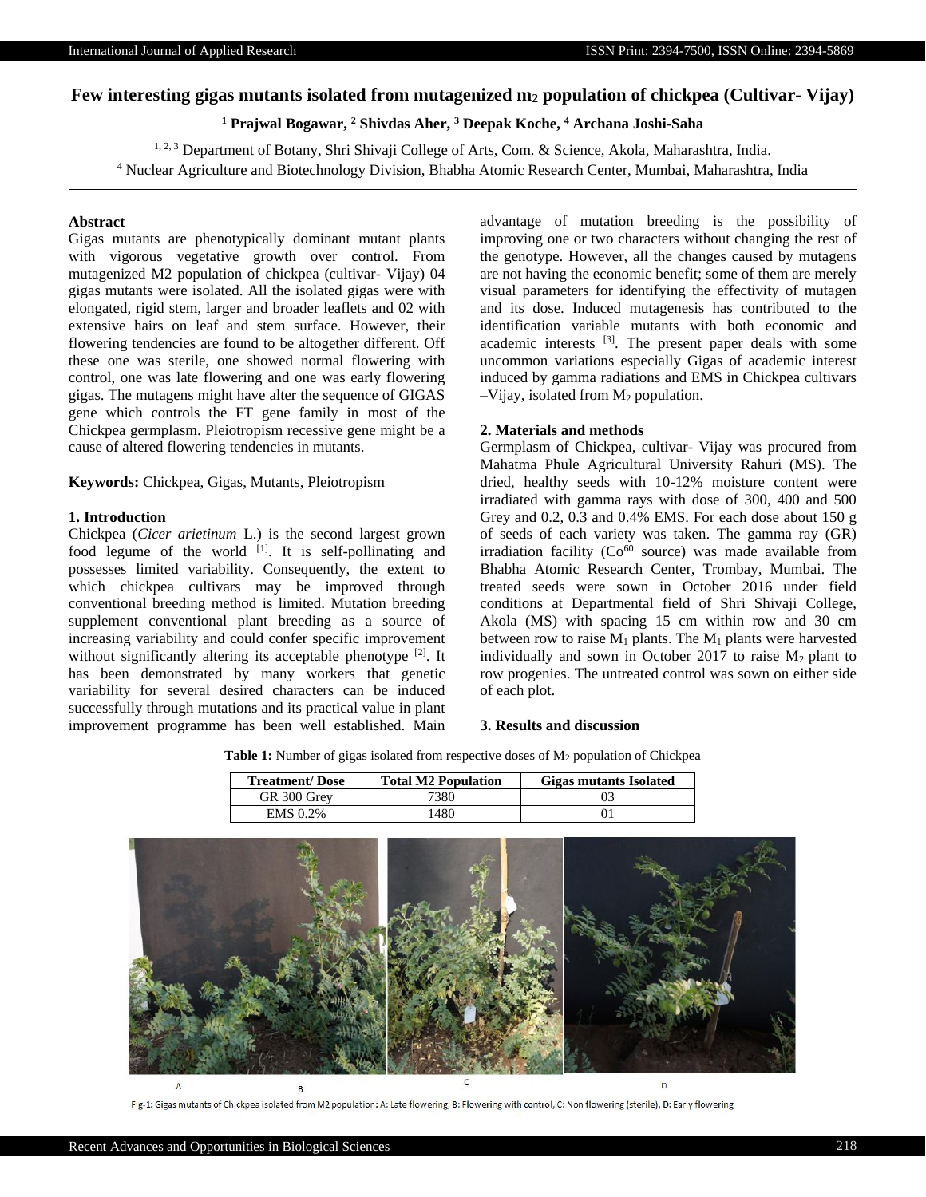# Few interesting gigas mutants isolated from mutagenized $m_2$ population of chickpea (Cultivar- Vijay)

**[1] Prajwal Bogawar, [2] Shivdas Aher, [3] Deepak Koche, [4] Archana Joshi-Saha**

[1, 2, 3] Department of Botany, Shri Shivaji College of Arts, Com. & Science, Akola, Maharashtra, India.
[4] Nuclear Agriculture and Biotechnology Division, Bhabha Atomic Research Center, Mumbai, Maharashtra, India

## Abstract

Gigas mutants are phenotypically dominant mutant plants with vigorous vegetative growth over control. From mutagenized M2 population of chickpea (cultivar- Vijay) 04 gigas mutants were isolated. All the isolated gigas were with elongated, rigid stem, larger and broader leaflets and 02 with extensive hairs on leaf and stem surface. However, their flowering tendencies are found to be altogether different. Off these one was sterile, one showed normal flowering with control, one was late flowering and one was early flowering gigas. The mutagens might have alter the sequence of GIGAS gene which controls the FT gene family in most of the Chickpea germplasm. Pleiotropism recessive gene might be a cause of altered flowering tendencies in mutants.

**Keywords:** Chickpea, Gigas, Mutants, Pleiotropism

## 1. Introduction

Chickpea (*Cicer arietinum* L.) is the second largest grown food legume of the world [1]. It is self-pollinating and possesses limited variability. Consequently, the extent to which chickpea cultivars may be improved through conventional breeding method is limited. Mutation breeding supplement conventional plant breeding as a source of increasing variability and could confer specific improvement without significantly altering its acceptable phenotype [2]. It has been demonstrated by many workers that genetic variability for several desired characters can be induced successfully through mutations and its practical value in plant improvement programme has been well established. Main advantage of mutation breeding is the possibility of improving one or two characters without changing the rest of the genotype. However, all the changes caused by mutagens are not having the economic benefit; some of them are merely visual parameters for identifying the effectivity of mutagen and its dose. Induced mutagenesis has contributed to the identification variable mutants with both economic and academic interests [3]. The present paper deals with some uncommon variations especially Gigas of academic interest induced by gamma radiations and EMS in Chickpea cultivars –Vijay, isolated from $M_2$ population.

## 2. Materials and methods

Germplasm of Chickpea, cultivar- Vijay was procured from Mahatma Phule Agricultural University Rahuri (MS). The dried, healthy seeds with 10-12% moisture content were irradiated with gamma rays with dose of 300, 400 and 500 Grey and 0.2, 0.3 and 0.4% EMS. For each dose about 150 g of seeds of each variety was taken. The gamma ray (GR) irradiation facility ($Co^{60}$ source) was made available from Bhabha Atomic Research Center, Trombay, Mumbai. The treated seeds were sown in October 2016 under field conditions at Departmental field of Shri Shivaji College, Akola (MS) with spacing 15 cm within row and 30 cm between row to raise $M_1$ plants. The $M_1$ plants were harvested individually and sown in October 2017 to raise $M_2$ plant to row progenies. The untreated control was sown on either side of each plot.

## 3. Results and discussion

**Table 1:** Number of gigas isolated from respective doses of $M_2$ population of Chickpea

| Treatment/ Dose | Total M2 Population | Gigas mutants Isolated |
|---|---|---|
| GR 300 Grey | 7380 | 03 |
| EMS 0.2% | 1480 | 01 |

A B C D

Fig-1: Gigas mutants of Chickpea isolated from M2 population: A: Late flowering, B: Flowering with control, C: Non flowering (sterile), D: Early flowering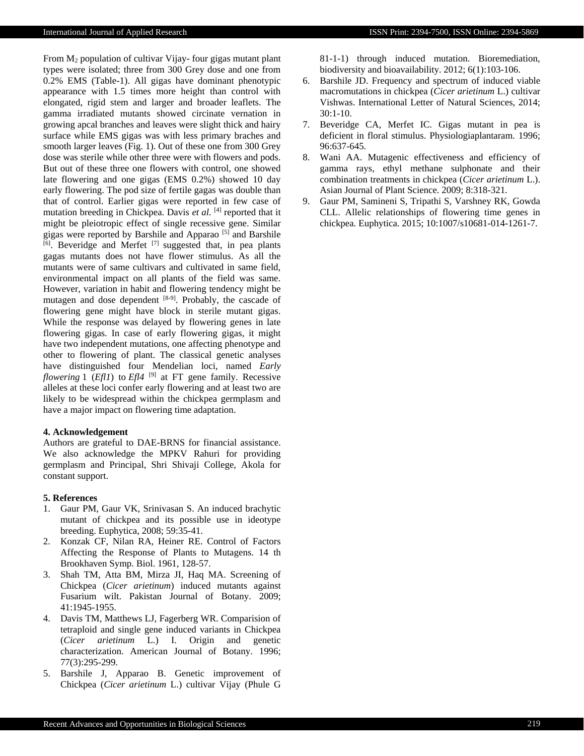From $M_2$ population of cultivar Vijay- four gigas mutant plant types were isolated; three from 300 Grey dose and one from 0.2% EMS (Table-1). All gigas have dominant phenotypic appearance with 1.5 times more height than control with elongated, rigid stem and larger and broader leaflets. The gamma irradiated mutants showed circinate vernation in growing apcal branches and leaves were slight thick and hairy surface while EMS gigas was with less primary braches and smooth larger leaves (Fig. 1). Out of these one from 300 Grey dose was sterile while other three were with flowers and pods. But out of these three one flowers with control, one showed late flowering and one gigas (EMS 0.2%) showed 10 day early flowering. The pod size of fertile gagas was double than that of control. Earlier gigas were reported in few case of mutation breeding in Chickpea. Davis *et al.* [4] reported that it might be pleiotropic effect of single recessive gene. Similar gigas were reported by Barshile and Apparao [5] and Barshile [6]. Beveridge and Merfet [7] suggested that, in pea plants gagas mutants does not have flower stimulus. As all the mutants were of same cultivars and cultivated in same field, environmental impact on all plants of the field was same. However, variation in habit and flowering tendency might be mutagen and dose dependent [8-9]. Probably, the cascade of flowering gene might have block in sterile mutant gigas. While the response was delayed by flowering genes in late flowering gigas. In case of early flowering gigas, it might have two independent mutations, one affecting phenotype and other to flowering of plant. The classical genetic analyses have distinguished four Mendelian loci, named *Early flowering* 1 (*Efl1*) to *Efl4* [9] at FT gene family. Recessive alleles at these loci confer early flowering and at least two are likely to be widespread within the chickpea germplasm and have a major impact on flowering time adaptation.

**4. Acknowledgement**

Authors are grateful to DAE-BRNS for financial assistance. We also acknowledge the MPKV Rahuri for providing germplasm and Principal, Shri Shivaji College, Akola for constant support.

**5. References**

1. Gaur PM, Gaur VK, Srinivasan S. An induced brachytic mutant of chickpea and its possible use in ideotype breeding. Euphytica, 2008; 59:35-41.
2. Konzak CF, Nilan RA, Heiner RE. Control of Factors Affecting the Response of Plants to Mutagens. 14 th Brookhaven Symp. Biol. 1961, 128-57.
3. Shah TM, Atta BM, Mirza JI, Haq MA. Screening of Chickpea (*Cicer arietinum*) induced mutants against Fusarium wilt. Pakistan Journal of Botany. 2009; 41:1945-1955.
4. Davis TM, Matthews LJ, Fagerberg WR. Comparision of tetraploid and single gene induced variants in Chickpea (*Cicer arietinum* L.) I. Origin and genetic characterization. American Journal of Botany. 1996; 77(3):295-299.
5. Barshile J, Apparao B. Genetic improvement of Chickpea (*Cicer arietinum* L.) cultivar Vijay (Phule G 81-1-1) through induced mutation. Bioremediation, biodiversity and bioavailability. 2012; 6(1):103-106.
6. Barshile JD. Frequency and spectrum of induced viable macromutations in chickpea (*Cicer arietinum* L.) cultivar Vishwas. International Letter of Natural Sciences, 2014; 30:1-10.
7. Beveridge CA, Merfet IC. Gigas mutant in pea is deficient in floral stimulus. Physiologiaplantaram. 1996; 96:637-645.
8. Wani AA. Mutagenic effectiveness and efficiency of gamma rays, ethyl methane sulphonate and their combination treatments in chickpea (*Cicer arietinum* L.). Asian Journal of Plant Science. 2009; 8:318-321.
9. Gaur PM, Samineni S, Tripathi S, Varshney RK, Gowda CLL. Allelic relationships of flowering time genes in chickpea. Euphytica. 2015; 10:1007/s10681-014-1261-7.